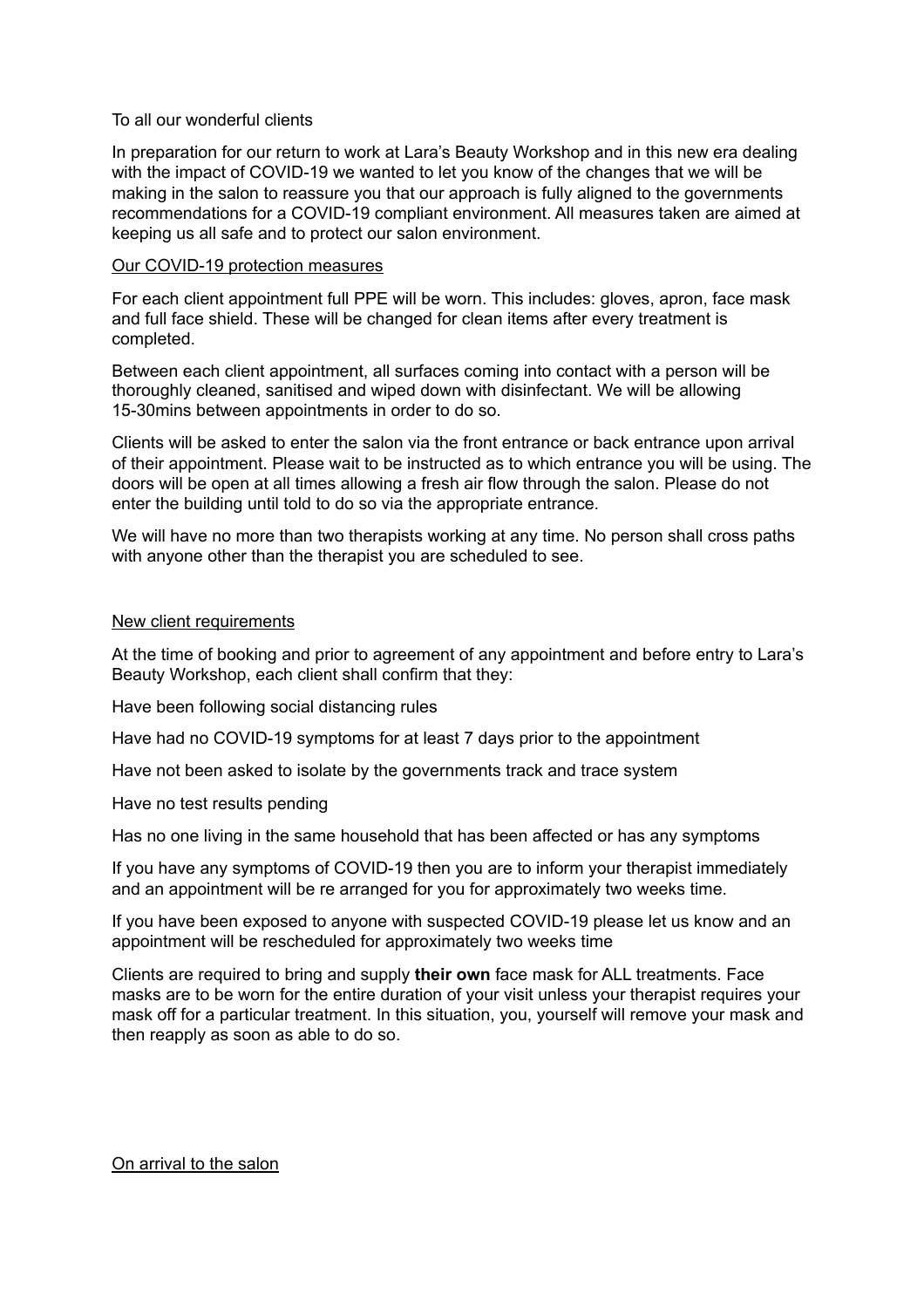To all our wonderful clients

In preparation for our return to work at Lara's Beauty Workshop and in this new era dealing with the impact of COVID-19 we wanted to let you know of the changes that we will be making in the salon to reassure you that our approach is fully aligned to the governments recommendations for a COVID-19 compliant environment. All measures taken are aimed at keeping us all safe and to protect our salon environment.

## Our COVID-19 protection measures

For each client appointment full PPE will be worn. This includes: gloves, apron, face mask and full face shield. These will be changed for clean items after every treatment is completed.

Between each client appointment, all surfaces coming into contact with a person will be thoroughly cleaned, sanitised and wiped down with disinfectant. We will be allowing 15-30mins between appointments in order to do so.

Clients will be asked to enter the salon via the front entrance or back entrance upon arrival of their appointment. Please wait to be instructed as to which entrance you will be using. The doors will be open at all times allowing a fresh air flow through the salon. Please do not enter the building until told to do so via the appropriate entrance.

We will have no more than two therapists working at any time. No person shall cross paths with anyone other than the therapist you are scheduled to see.

## New client requirements

At the time of booking and prior to agreement of any appointment and before entry to Lara's Beauty Workshop, each client shall confirm that they:

Have been following social distancing rules

Have had no COVID-19 symptoms for at least 7 days prior to the appointment

Have not been asked to isolate by the governments track and trace system

Have no test results pending

Has no one living in the same household that has been affected or has any symptoms

If you have any symptoms of COVID-19 then you are to inform your therapist immediately and an appointment will be re arranged for you for approximately two weeks time.

If you have been exposed to anyone with suspected COVID-19 please let us know and an appointment will be rescheduled for approximately two weeks time

Clients are required to bring and supply **their own** face mask for ALL treatments. Face masks are to be worn for the entire duration of your visit unless your therapist requires your mask off for a particular treatment. In this situation, you, yourself will remove your mask and then reapply as soon as able to do so.

## On arrival to the salon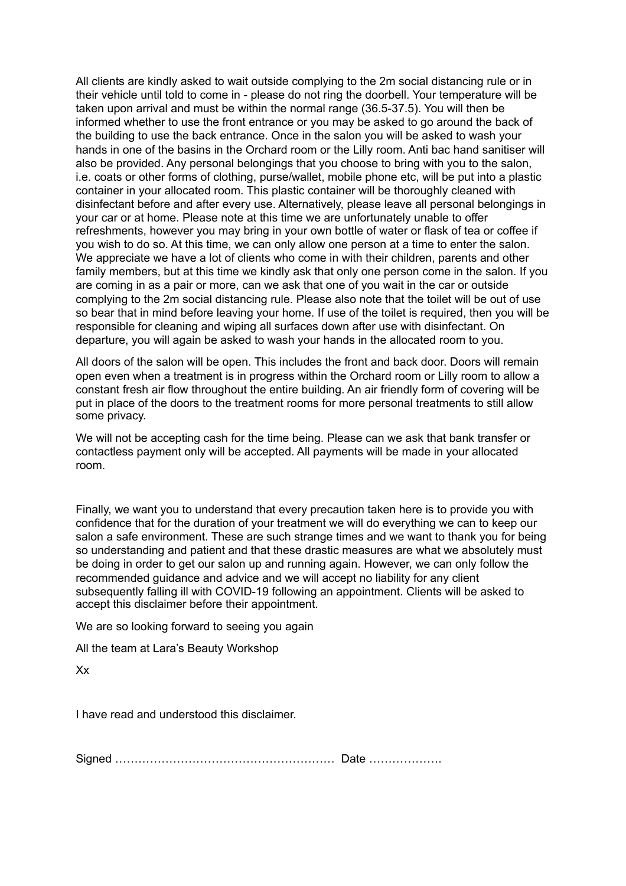All clients are kindly asked to wait outside complying to the 2m social distancing rule or in their vehicle until told to come in - please do not ring the doorbell. Your temperature will be taken upon arrival and must be within the normal range (36.5-37.5). You will then be informed whether to use the front entrance or you may be asked to go around the back of the building to use the back entrance. Once in the salon you will be asked to wash your hands in one of the basins in the Orchard room or the Lilly room. Anti bac hand sanitiser will also be provided. Any personal belongings that you choose to bring with you to the salon, i.e. coats or other forms of clothing, purse/wallet, mobile phone etc, will be put into a plastic container in your allocated room. This plastic container will be thoroughly cleaned with disinfectant before and after every use. Alternatively, please leave all personal belongings in your car or at home. Please note at this time we are unfortunately unable to offer refreshments, however you may bring in your own bottle of water or flask of tea or coffee if you wish to do so. At this time, we can only allow one person at a time to enter the salon. We appreciate we have a lot of clients who come in with their children, parents and other family members, but at this time we kindly ask that only one person come in the salon. If you are coming in as a pair or more, can we ask that one of you wait in the car or outside complying to the 2m social distancing rule. Please also note that the toilet will be out of use so bear that in mind before leaving your home. If use of the toilet is required, then you will be responsible for cleaning and wiping all surfaces down after use with disinfectant. On departure, you will again be asked to wash your hands in the allocated room to you.

All doors of the salon will be open. This includes the front and back door. Doors will remain open even when a treatment is in progress within the Orchard room or Lilly room to allow a constant fresh air flow throughout the entire building. An air friendly form of covering will be put in place of the doors to the treatment rooms for more personal treatments to still allow some privacy.

We will not be accepting cash for the time being. Please can we ask that bank transfer or contactless payment only will be accepted. All payments will be made in your allocated room.

Finally, we want you to understand that every precaution taken here is to provide you with confidence that for the duration of your treatment we will do everything we can to keep our salon a safe environment. These are such strange times and we want to thank you for being so understanding and patient and that these drastic measures are what we absolutely must be doing in order to get our salon up and running again. However, we can only follow the recommended guidance and advice and we will accept no liability for any client subsequently falling ill with COVID-19 following an appointment. Clients will be asked to accept this disclaimer before their appointment.

We are so looking forward to seeing you again

All the team at Lara's Beauty Workshop

Xx

I have read and understood this disclaimer.

Signed ………………………………………………… Date ……………….